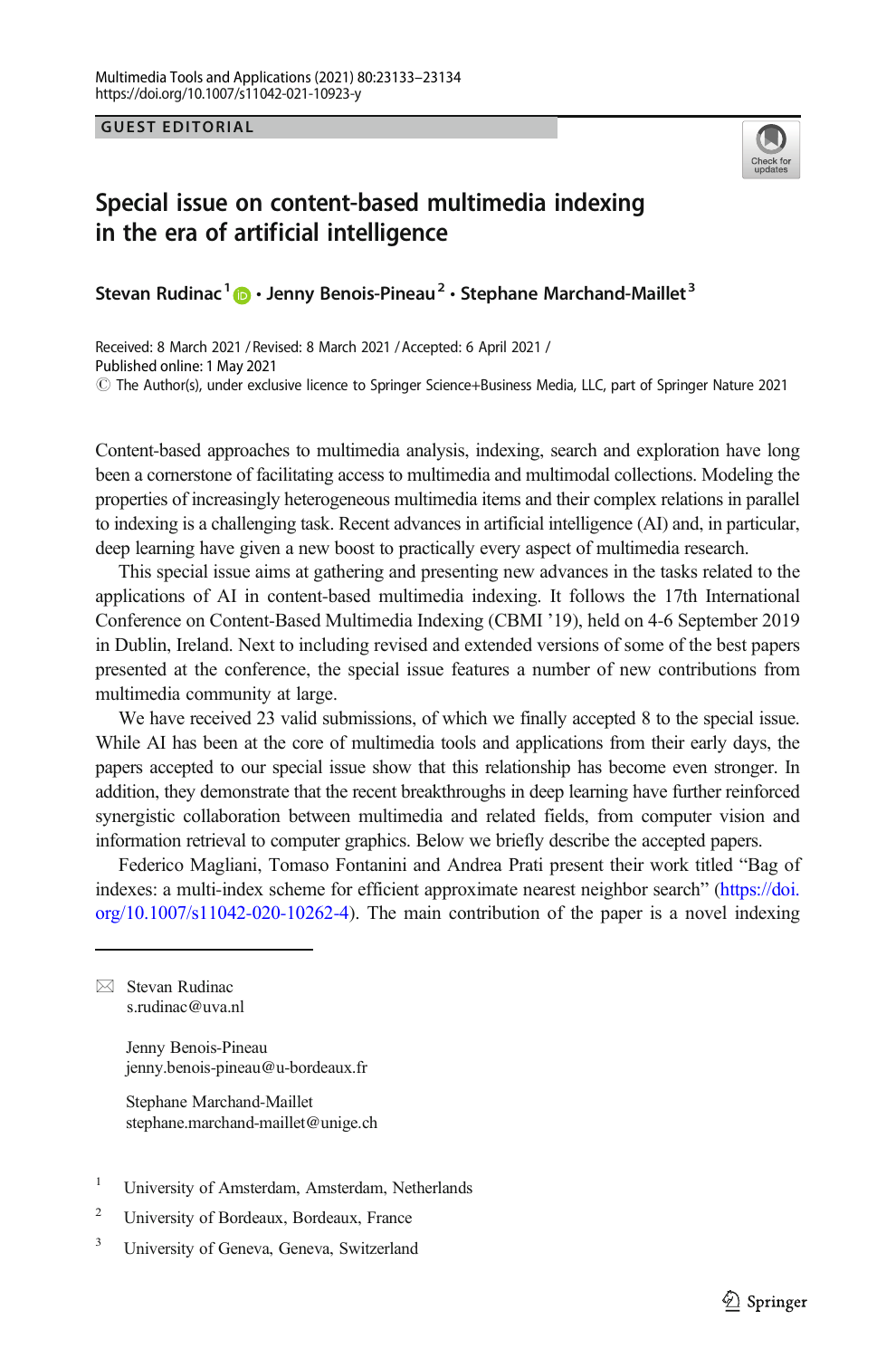GUEST EDITORIAL

# Special issue on content-based multimedia indexing in the era of artificial intelligence

**Stevan Rudinac**[1] **· Jenny Benois-Pineau**[2] **· Stephane Marchand-Maillet**[3]

Received: 8 March 2021 / Revised: 8 March 2021 / Accepted: 6 April 2021 /
Published online: 1 May 2021
© The Author(s), under exclusive licence to Springer Science+Business Media, LLC, part of Springer Nature 2021

Content-based approaches to multimedia analysis, indexing, search and exploration have long been a cornerstone of facilitating access to multimedia and multimodal collections. Modeling the properties of increasingly heterogeneous multimedia items and their complex relations in parallel to indexing is a challenging task. Recent advances in artificial intelligence (AI) and, in particular, deep learning have given a new boost to practically every aspect of multimedia research.

This special issue aims at gathering and presenting new advances in the tasks related to the applications of AI in content-based multimedia indexing. It follows the 17th International Conference on Content-Based Multimedia Indexing (CBMI '19), held on 4-6 September 2019 in Dublin, Ireland. Next to including revised and extended versions of some of the best papers presented at the conference, the special issue features a number of new contributions from multimedia community at large.

We have received 23 valid submissions, of which we finally accepted 8 to the special issue. While AI has been at the core of multimedia tools and applications from their early days, the papers accepted to our special issue show that this relationship has become even stronger. In addition, they demonstrate that the recent breakthroughs in deep learning have further reinforced synergistic collaboration between multimedia and related fields, from computer vision and information retrieval to computer graphics. Below we briefly describe the accepted papers.

Federico Magliani, Tomaso Fontanini and Andrea Prati present their work titled "Bag of indexes: a multi-index scheme for efficient approximate nearest neighbor search" (https://doi.org/10.1007/s11042-020-10262-4). The main contribution of the paper is a novel indexing

---

Stevan Rudinac
s.rudinac@uva.nl

Jenny Benois-Pineau
jenny.benois-pineau@u-bordeaux.fr

Stephane Marchand-Maillet
stephane.marchand-maillet@unige.ch

[1] University of Amsterdam, Amsterdam, Netherlands

[2] University of Bordeaux, Bordeaux, France

[3] University of Geneva, Geneva, Switzerland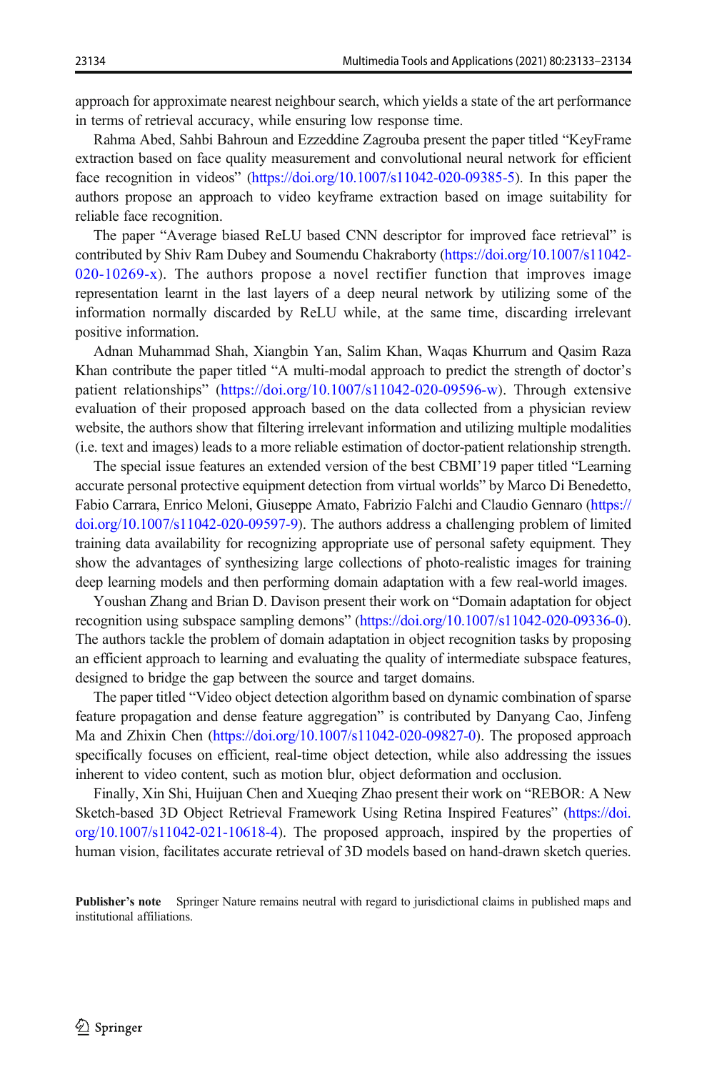approach for approximate nearest neighbour search, which yields a state of the art performance in terms of retrieval accuracy, while ensuring low response time.

Rahma Abed, Sahbi Bahroun and Ezzeddine Zagrouba present the paper titled "KeyFrame extraction based on face quality measurement and convolutional neural network for efficient face recognition in videos" (https://doi.org/10.1007/s11042-020-09385-5). In this paper the authors propose an approach to video keyframe extraction based on image suitability for reliable face recognition.

The paper "Average biased ReLU based CNN descriptor for improved face retrieval" is contributed by Shiv Ram Dubey and Soumendu Chakraborty (https://doi.org/10.1007/s11042-020-10269-x). The authors propose a novel rectifier function that improves image representation learnt in the last layers of a deep neural network by utilizing some of the information normally discarded by ReLU while, at the same time, discarding irrelevant positive information.

Adnan Muhammad Shah, Xiangbin Yan, Salim Khan, Waqas Khurrum and Qasim Raza Khan contribute the paper titled "A multi-modal approach to predict the strength of doctor's patient relationships" (https://doi.org/10.1007/s11042-020-09596-w). Through extensive evaluation of their proposed approach based on the data collected from a physician review website, the authors show that filtering irrelevant information and utilizing multiple modalities (i.e. text and images) leads to a more reliable estimation of doctor-patient relationship strength.

The special issue features an extended version of the best CBMI'19 paper titled "Learning accurate personal protective equipment detection from virtual worlds" by Marco Di Benedetto, Fabio Carrara, Enrico Meloni, Giuseppe Amato, Fabrizio Falchi and Claudio Gennaro (https://doi.org/10.1007/s11042-020-09597-9). The authors address a challenging problem of limited training data availability for recognizing appropriate use of personal safety equipment. They show the advantages of synthesizing large collections of photo-realistic images for training deep learning models and then performing domain adaptation with a few real-world images.

Youshan Zhang and Brian D. Davison present their work on "Domain adaptation for object recognition using subspace sampling demons" (https://doi.org/10.1007/s11042-020-09336-0). The authors tackle the problem of domain adaptation in object recognition tasks by proposing an efficient approach to learning and evaluating the quality of intermediate subspace features, designed to bridge the gap between the source and target domains.

The paper titled "Video object detection algorithm based on dynamic combination of sparse feature propagation and dense feature aggregation" is contributed by Danyang Cao, Jinfeng Ma and Zhixin Chen (https://doi.org/10.1007/s11042-020-09827-0). The proposed approach specifically focuses on efficient, real-time object detection, while also addressing the issues inherent to video content, such as motion blur, object deformation and occlusion.

Finally, Xin Shi, Huijuan Chen and Xueqing Zhao present their work on "REBOR: A New Sketch-based 3D Object Retrieval Framework Using Retina Inspired Features" (https://doi.org/10.1007/s11042-021-10618-4). The proposed approach, inspired by the properties of human vision, facilitates accurate retrieval of 3D models based on hand-drawn sketch queries.

**Publisher's note** Springer Nature remains neutral with regard to jurisdictional claims in published maps and institutional affiliations.